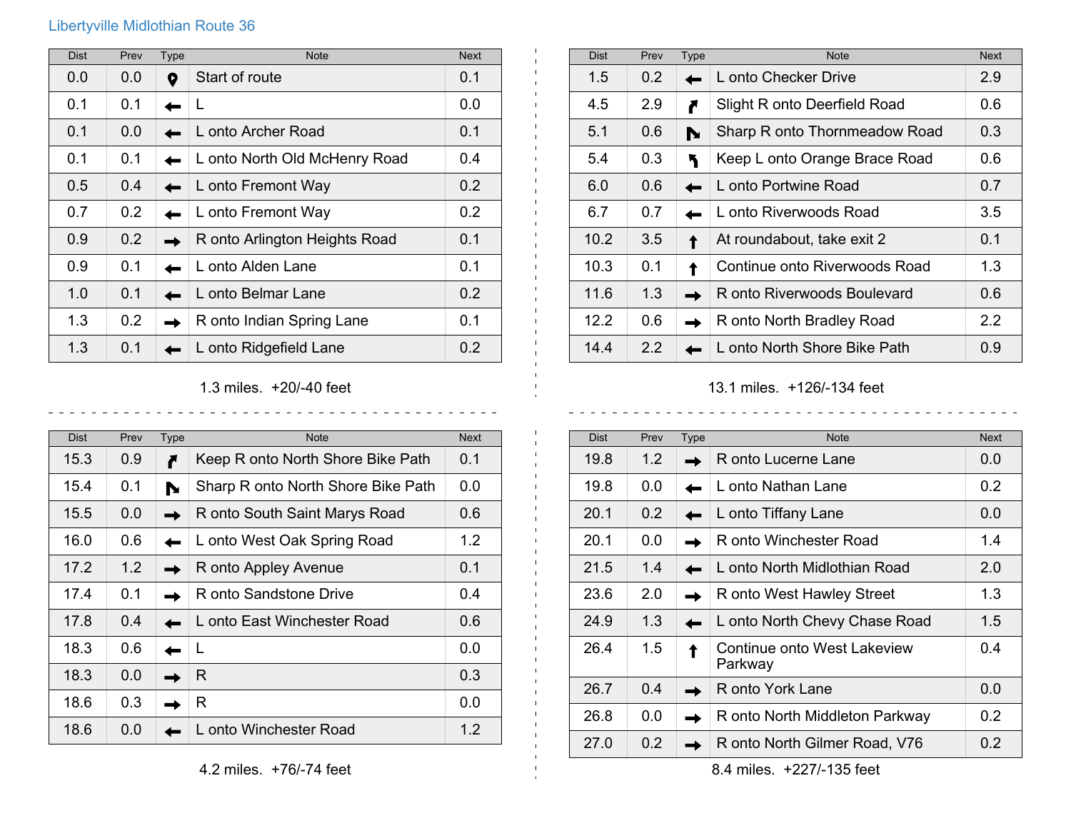## Libertyville Midlothian Route 36

| Dist | Prev | Type | Note | Next |
|---|---|---|---|---|
| 0.0 | 0.0 | | Start of route | 0.1 |
| 0.1 | 0.1 | ← | L | 0.0 |
| 0.1 | 0.0 | ← | L onto Archer Road | 0.1 |
| 0.1 | 0.1 | ← | L onto North Old McHenry Road | 0.4 |
| 0.5 | 0.4 | ← | L onto Fremont Way | 0.2 |
| 0.7 | 0.2 | ← | L onto Fremont Way | 0.2 |
| 0.9 | 0.2 | → | R onto Arlington Heights Road | 0.1 |
| 0.9 | 0.1 | ← | L onto Alden Lane | 0.1 |
| 1.0 | 0.1 | ← | L onto Belmar Lane | 0.2 |
| 1.3 | 0.2 | → | R onto Indian Spring Lane | 0.1 |
| 1.3 | 0.1 | ← | L onto Ridgefield Lane | 0.2 |

1.3 miles. +20/-40 feet

| Dist | Prev | Type | Note | Next |
|---|---|---|---|---|
| 1.5 | 0.2 | ← | L onto Checker Drive | 2.9 |
| 4.5 | 2.9 | ↱ | Slight R onto Deerfield Road | 0.6 |
| 5.1 | 0.6 | ↘ | Sharp R onto Thornmeadow Road | 0.3 |
| 5.4 | 0.3 | ↰ | Keep L onto Orange Brace Road | 0.6 |
| 6.0 | 0.6 | ← | L onto Portwine Road | 0.7 |
| 6.7 | 0.7 | ← | L onto Riverwoods Road | 3.5 |
| 10.2 | 3.5 | ↑ | At roundabout, take exit 2 | 0.1 |
| 10.3 | 0.1 | ↑ | Continue onto Riverwoods Road | 1.3 |
| 11.6 | 1.3 | → | R onto Riverwoods Boulevard | 0.6 |
| 12.2 | 0.6 | → | R onto North Bradley Road | 2.2 |
| 14.4 | 2.2 | ← | L onto North Shore Bike Path | 0.9 |

13.1 miles. +126/-134 feet

| Dist | Prev | Type | Note | Next |
|---|---|---|---|---|
| 15.3 | 0.9 | ↱ | Keep R onto North Shore Bike Path | 0.1 |
| 15.4 | 0.1 | ↘ | Sharp R onto North Shore Bike Path | 0.0 |
| 15.5 | 0.0 | → | R onto South Saint Marys Road | 0.6 |
| 16.0 | 0.6 | ← | L onto West Oak Spring Road | 1.2 |
| 17.2 | 1.2 | → | R onto Appley Avenue | 0.1 |
| 17.4 | 0.1 | → | R onto Sandstone Drive | 0.4 |
| 17.8 | 0.4 | ← | L onto East Winchester Road | 0.6 |
| 18.3 | 0.6 | ← | L | 0.0 |
| 18.3 | 0.0 | → | R | 0.3 |
| 18.6 | 0.3 | → | R | 0.0 |
| 18.6 | 0.0 | ← | L onto Winchester Road | 1.2 |

4.2 miles. +76/-74 feet

| Dist | Prev | Type | Note | Next |
|---|---|---|---|---|
| 19.8 | 1.2 | → | R onto Lucerne Lane | 0.0 |
| 19.8 | 0.0 | ← | L onto Nathan Lane | 0.2 |
| 20.1 | 0.2 | ← | L onto Tiffany Lane | 0.0 |
| 20.1 | 0.0 | → | R onto Winchester Road | 1.4 |
| 21.5 | 1.4 | ← | L onto North Midlothian Road | 2.0 |
| 23.6 | 2.0 | → | R onto West Hawley Street | 1.3 |
| 24.9 | 1.3 | ← | L onto North Chevy Chase Road | 1.5 |
| 26.4 | 1.5 | ↑ | Continue onto West Lakeview Parkway | 0.4 |
| 26.7 | 0.4 | → | R onto York Lane | 0.0 |
| 26.8 | 0.0 | → | R onto North Middleton Parkway | 0.2 |
| 27.0 | 0.2 | → | R onto North Gilmer Road, V76 | 0.2 |

8.4 miles. +227/-135 feet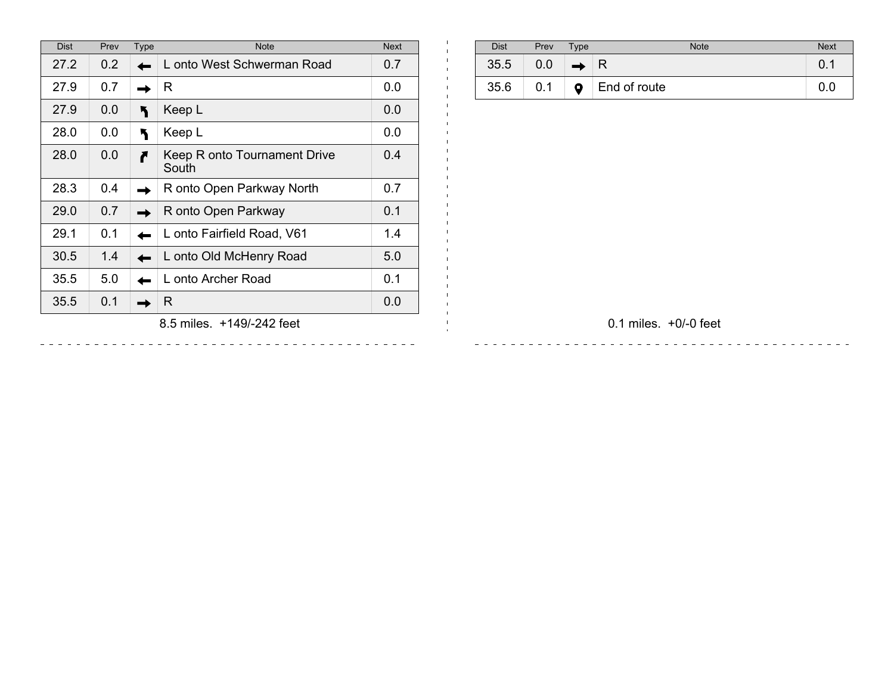| Dist | Prev | Type | Note | Next |
|---|---|---|---|---|
| 27.2 | 0.2 | ← | L onto West Schwerman Road | 0.7 |
| 27.9 | 0.7 | → | R | 0.0 |
| 27.9 | 0.0 | ↰ | Keep L | 0.0 |
| 28.0 | 0.0 | ↰ | Keep L | 0.0 |
| 28.0 | 0.0 | ↱ | Keep R onto Tournament Drive South | 0.4 |
| 28.3 | 0.4 | → | R onto Open Parkway North | 0.7 |
| 29.0 | 0.7 | → | R onto Open Parkway | 0.1 |
| 29.1 | 0.1 | ← | L onto Fairfield Road, V61 | 1.4 |
| 30.5 | 1.4 | ← | L onto Old McHenry Road | 5.0 |
| 35.5 | 5.0 | ← | L onto Archer Road | 0.1 |
| 35.5 | 0.1 | → | R | 0.0 |

8.5 miles. +149/-242 feet

| Dist | Prev | Type | Note | Next |
|---|---|---|---|---|
| 35.5 | 0.0 | → | R | 0.1 |
| 35.6 | 0.1 | 📍 | End of route | 0.0 |

0.1 miles. +0/-0 feet